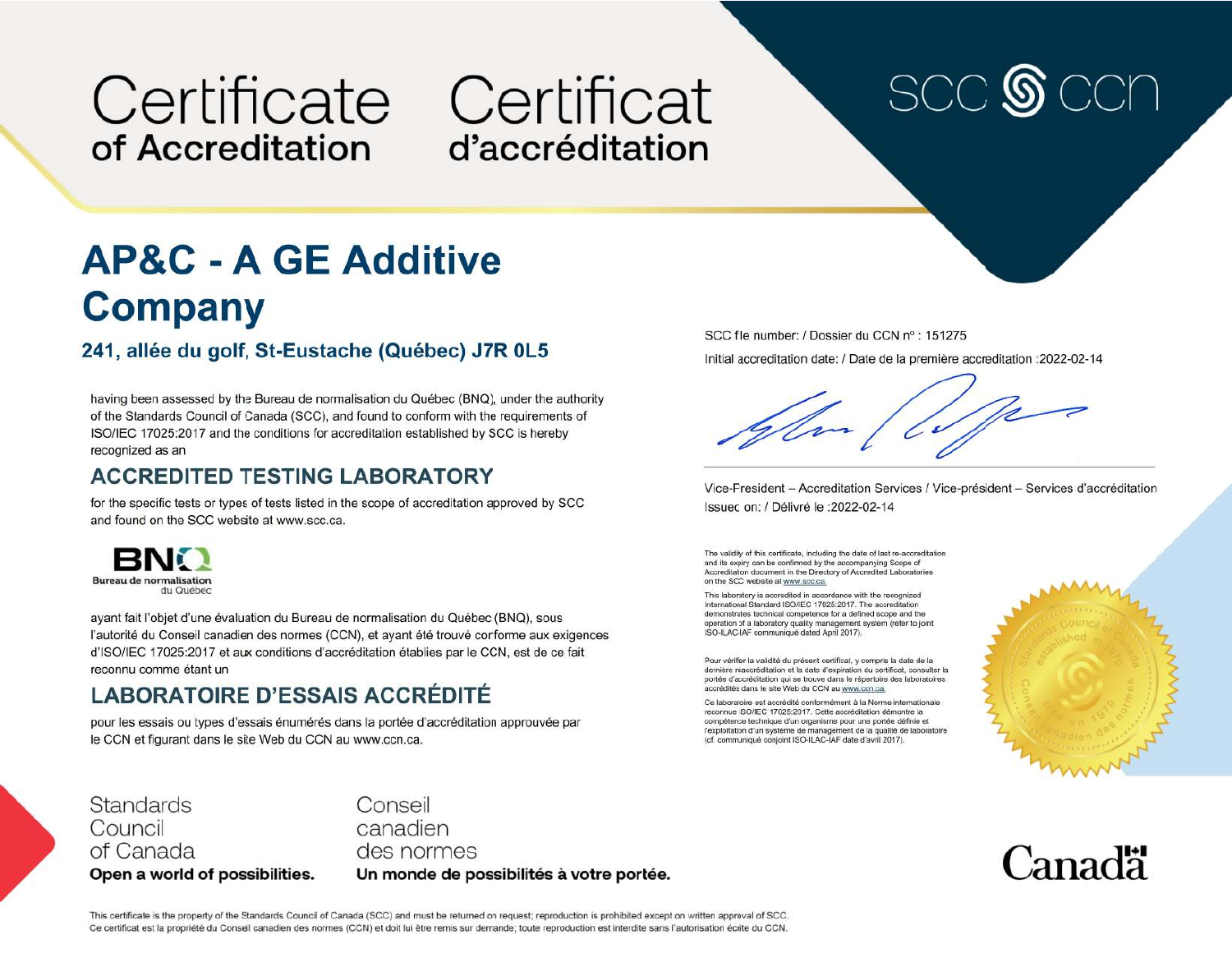# Certificate of Accreditation

# Certificat d'accréditation

SCC CCN

## AP&C - A GE Additive Company

### 241, allée du golf, St-Eustache (Québec) J7R 0L5

having been assessed by the Bureau de normalisation du Québec (BNQ), under the authority of the Standards Council of Canada (SCC), and found to conform with the requirements of ISO/IEC 17025:2017 and the conditions for accreditation established by SCC is hereby recognized as an

## ACCREDITED TESTING LABORATORY

for the specific tests or types of tests listed in the scope of accreditation approved by SCC and found on the SCC website at www.scc.ca.

BNQ
Bureau de normalisation du Québec

ayant fait l'objet d'une évaluation du Bureau de normalisation du Québec (BNQ), sous l'autorité du Conseil canadien des normes (CCN), et ayant été trouvé conforme aux exigences d'ISO/IEC 17025:2017 et aux conditions d'accréditation établies par le CCN, est de ce fait reconnu comme étant un

## LABORATOIRE D'ESSAIS ACCRÉDITÉ

pour les essais ou types d'essais énumérés dans la portée d'accréditation approuvée par le CCN et figurant dans le site Web du CCN au www.ccn.ca.

SCC file number: / Dossier du CCN nº : 151275

Initial accreditation date: / Date de la première accreditation :2022-02-14

Vice-President – Accreditation Services / Vice-président – Services d'accréditation

Issued on: / Délivré le :2022-02-14

The validity of this certificate, including the date of last re-accreditation and its expiry can be confirmed by the accompanying Scope of Accreditation document in the Directory of Accredited Laboratories on the SCC website at www.scc.ca.

This laboratory is accredited in accordance with the recognized International Standard ISO/IEC 17025:2017. The accreditation demonstrates technical competence for a defined scope and the operation of a laboratory quality management system (refer to joint ISO-ILAC-IAF communiqué dated April 2017).

Pour vérifier la validité du présent certificat, y compris la date de la dernière reaccréditation et la date d'expiration du certificat, consulter la portée d'accréditation qui se trouve dans le répertoire des laboratoires accrédités dans le site Web du CCN au www.ccn.ca.

Ce laboratoire est accrédité conformément à la Norme internationale reconnue ISO/IEC 17025:2017. Cette accréditation démontre la compétence technique d'un organisme pour une portée définie et l'exploitation d'un système de management de la qualité de laboratoire (cf. communiqué conjoint ISO-ILAC-IAF daté d'avril 2017).

Standards Council of Canada
**Open a world of possibilities.**

Conseil canadien des normes
**Un monde de possibilités à votre portée.**

Canada

This certificate is the property of the Standards Council of Canada (SCC) and must be returned on request; reproduction is prohibited except on written approval of SCC.
Ce certificat est la propriété du Conseil canadien des normes (CCN) et doit lui être remis sur demande; toute reproduction est interdite sans l'autorisation écrite du CCN.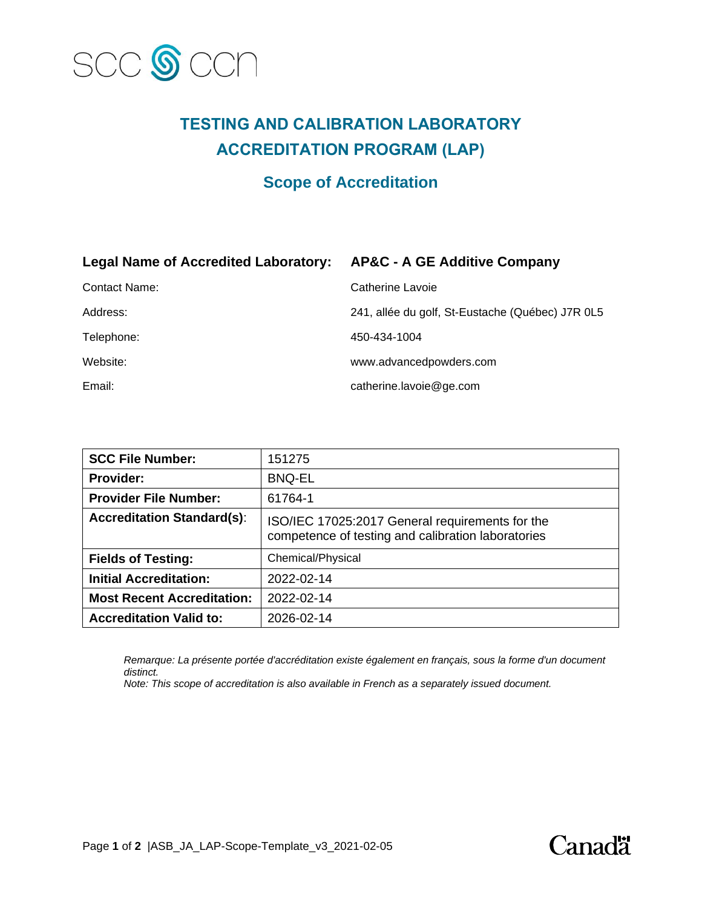# TESTING AND CALIBRATION LABORATORY ACCREDITATION PROGRAM (LAP)

## Scope of Accreditation

| **Legal Name of Accredited Laboratory:** | **AP&C - A GE Additive Company** |
|---|---|
| Contact Name: | Catherine Lavoie |
| Address: | 241, allée du golf, St-Eustache (Québec) J7R 0L5 |
| Telephone: | 450-434-1004 |
| Website: | www.advancedpowders.com |
| Email: | catherine.lavoie@ge.com |

| **SCC File Number:** | 151275 |
|---|---|
| **Provider:** | BNQ-EL |
| **Provider File Number:** | 61764-1 |
| **Accreditation Standard(s)**: | ISO/IEC 17025:2017 General requirements for the competence of testing and calibration laboratories |
| **Fields of Testing:** | Chemical/Physical |
| **Initial Accreditation:** | 2022-02-14 |
| **Most Recent Accreditation:** | 2022-02-14 |
| **Accreditation Valid to:** | 2026-02-14 |

*Remarque: La présente portée d'accréditation existe également en français, sous la forme d'un document distinct.*
*Note: This scope of accreditation is also available in French as a separately issued document.*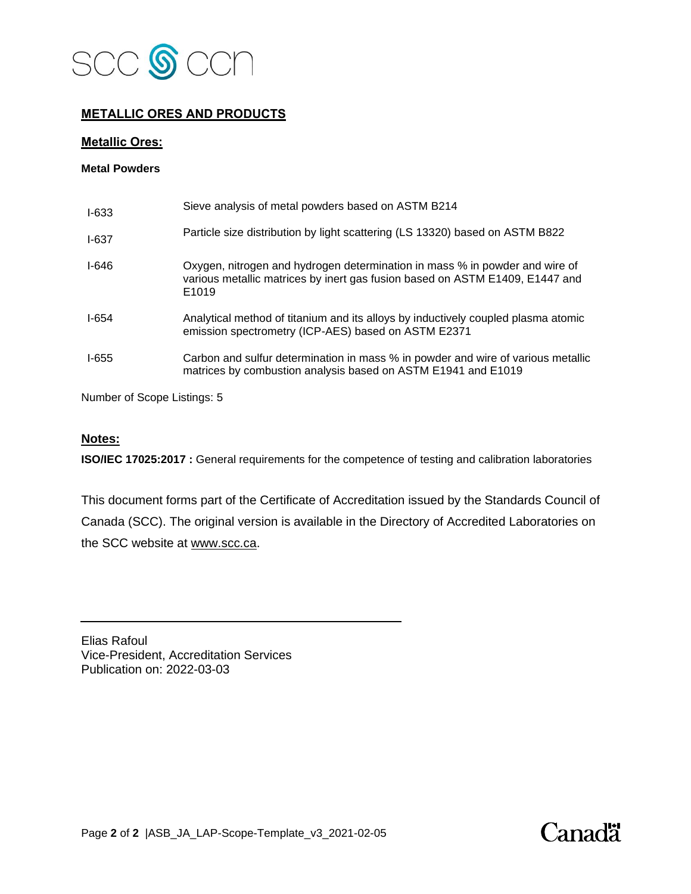## METALLIC ORES AND PRODUCTS

### Metallic Ores:

**Metal Powders**

| | |
|---|---|
| I-633 | Sieve analysis of metal powders based on ASTM B214 |
| I-637 | Particle size distribution by light scattering (LS 13320) based on ASTM B822 |
| I-646 | Oxygen, nitrogen and hydrogen determination in mass % in powder and wire of various metallic matrices by inert gas fusion based on ASTM E1409, E1447 and E1019 |
| I-654 | Analytical method of titanium and its alloys by inductively coupled plasma atomic emission spectrometry (ICP-AES) based on ASTM E2371 |
| I-655 | Carbon and sulfur determination in mass % in powder and wire of various metallic matrices by combustion analysis based on ASTM E1941 and E1019 |

Number of Scope Listings: 5

### Notes:

**ISO/IEC 17025:2017 :** General requirements for the competence of testing and calibration laboratories

This document forms part of the Certificate of Accreditation issued by the Standards Council of Canada (SCC). The original version is available in the Directory of Accredited Laboratories on the SCC website at www.scc.ca.

Elias Rafoul
Vice-President, Accreditation Services
Publication on: 2022-03-03